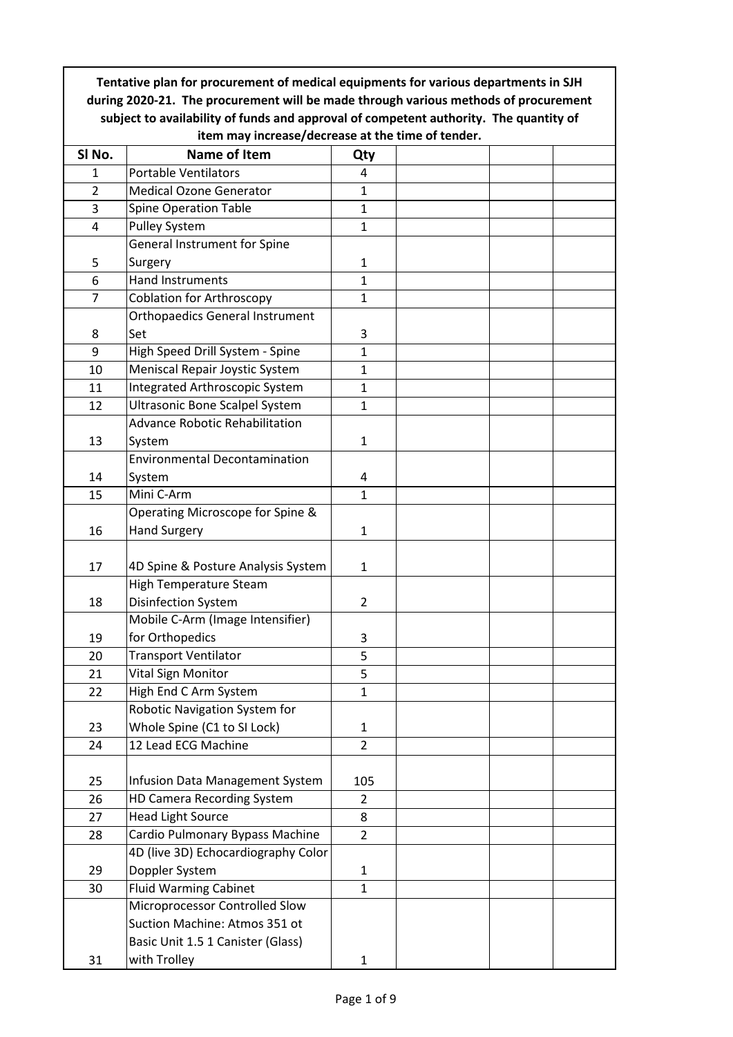**Tentative plan for procurement of medical equipments for various departments in SJH during 2020-21. The procurement will be made through various methods of procurement subject to availability of funds and approval of competent authority. The quantity of item may increase/decrease at the time of tender.**

| Sl No. | Name of Item | Qty | | | |
|---|---|---|---|---|---|
| 1 | Portable Ventilators | 4 | | | |
| 2 | Medical Ozone Generator | 1 | | | |
| 3 | Spine Operation Table | 1 | | | |
| 4 | Pulley System | 1 | | | |
| 5 | General Instrument for Spine Surgery | 1 | | | |
| 6 | Hand Instruments | 1 | | | |
| 7 | Coblation for Arthroscopy | 1 | | | |
| 8 | Orthopaedics General Instrument Set | 3 | | | |
| 9 | High Speed Drill System - Spine | 1 | | | |
| 10 | Meniscal Repair Joystic System | 1 | | | |
| 11 | Integrated Arthroscopic System | 1 | | | |
| 12 | Ultrasonic Bone Scalpel System | 1 | | | |
| 13 | Advance Robotic Rehabilitation System | 1 | | | |
| 14 | Environmental Decontamination System | 4 | | | |
| 15 | Mini C-Arm | 1 | | | |
| 16 | Operating Microscope for Spine & Hand Surgery | 1 | | | |
| 17 | 4D Spine & Posture Analysis System | 1 | | | |
| 18 | High Temperature Steam Disinfection System | 2 | | | |
| 19 | Mobile C-Arm (Image Intensifier) for Orthopedics | 3 | | | |
| 20 | Transport Ventilator | 5 | | | |
| 21 | Vital Sign Monitor | 5 | | | |
| 22 | High End C Arm System | 1 | | | |
| 23 | Robotic Navigation System for Whole Spine (C1 to SI Lock) | 1 | | | |
| 24 | 12 Lead ECG Machine | 2 | | | |
| 25 | Infusion Data Management System | 105 | | | |
| 26 | HD Camera Recording System | 2 | | | |
| 27 | Head Light Source | 8 | | | |
| 28 | Cardio Pulmonary Bypass Machine | 2 | | | |
| 29 | 4D (live 3D) Echocardiography Color Doppler System | 1 | | | |
| 30 | Fluid Warming Cabinet | 1 | | | |
| 31 | Microprocessor Controlled Slow Suction Machine: Atmos 351 ot Basic Unit 1.5 1 Canister (Glass) with Trolley | 1 | | | |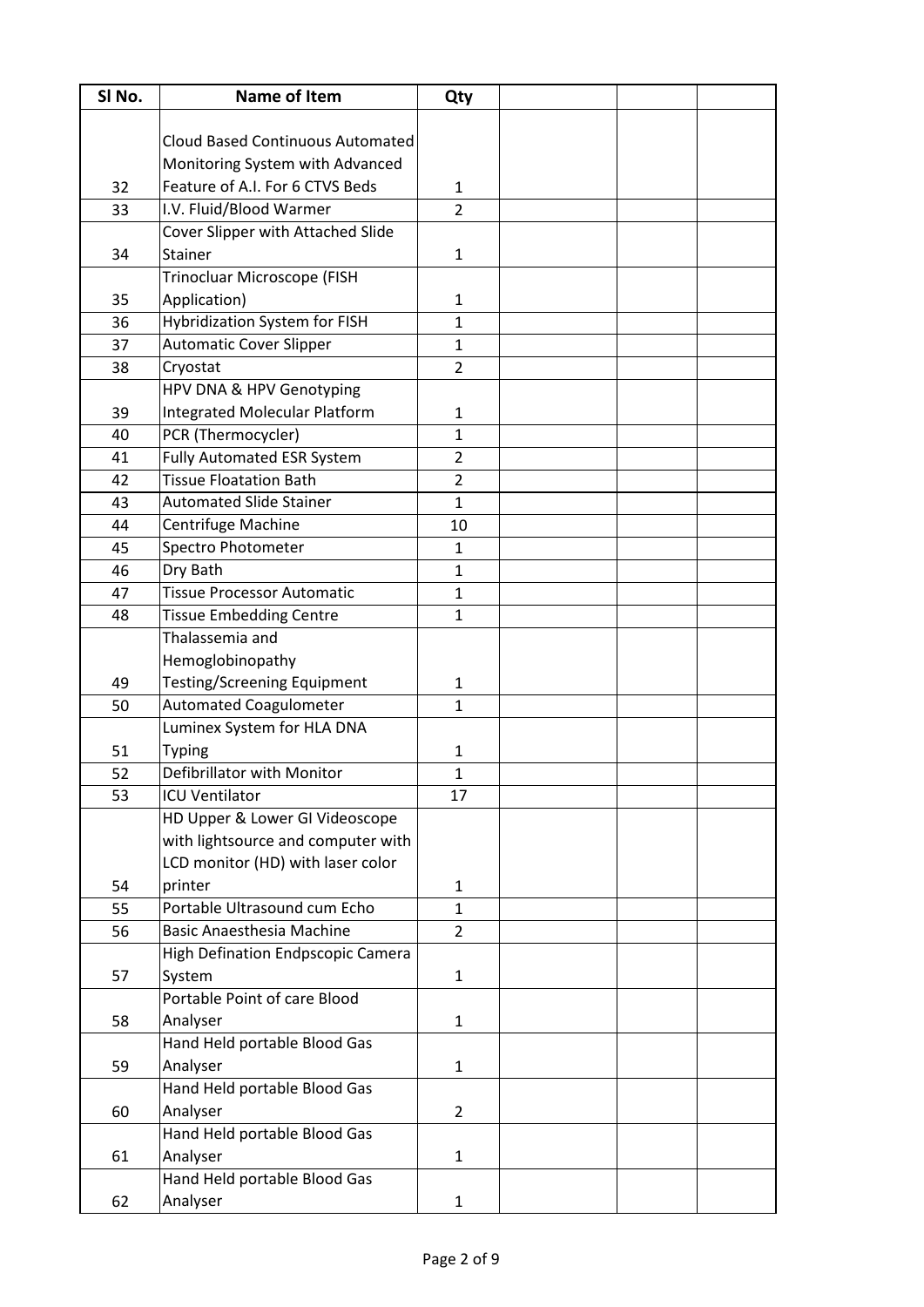| Sl No. | Name of Item | Qty | | | |
|---|---|---|---|---|---|
| 32 | Cloud Based Continuous Automated Monitoring System with Advanced Feature of A.I. For 6 CTVS Beds | 1 | | | |
| 33 | I.V. Fluid/Blood Warmer | 2 | | | |
| 34 | Cover Slipper with Attached Slide Stainer | 1 | | | |
| 35 | Trinocluar Microscope (FISH Application) | 1 | | | |
| 36 | Hybridization System for FISH | 1 | | | |
| 37 | Automatic Cover Slipper | 1 | | | |
| 38 | Cryostat | 2 | | | |
| 39 | HPV DNA & HPV Genotyping Integrated Molecular Platform | 1 | | | |
| 40 | PCR (Thermocycler) | 1 | | | |
| 41 | Fully Automated ESR System | 2 | | | |
| 42 | Tissue Floatation Bath | 2 | | | |
| 43 | Automated Slide Stainer | 1 | | | |
| 44 | Centrifuge Machine | 10 | | | |
| 45 | Spectro Photometer | 1 | | | |
| 46 | Dry Bath | 1 | | | |
| 47 | Tissue Processor Automatic | 1 | | | |
| 48 | Tissue Embedding Centre | 1 | | | |
| 49 | Thalassemia and Hemoglobinopathy Testing/Screening Equipment | 1 | | | |
| 50 | Automated Coagulometer | 1 | | | |
| 51 | Luminex System for HLA DNA Typing | 1 | | | |
| 52 | Defibrillator with Monitor | 1 | | | |
| 53 | ICU Ventilator | 17 | | | |
| 54 | HD Upper & Lower GI Videoscope with lightsource and computer with LCD monitor (HD) with laser color printer | 1 | | | |
| 55 | Portable Ultrasound cum Echo | 1 | | | |
| 56 | Basic Anaesthesia Machine | 2 | | | |
| 57 | High Defination Endpscopic Camera System | 1 | | | |
| 58 | Portable Point of care Blood Analyser | 1 | | | |
| 59 | Hand Held portable Blood Gas Analyser | 1 | | | |
| 60 | Hand Held portable Blood Gas Analyser | 2 | | | |
| 61 | Hand Held portable Blood Gas Analyser | 1 | | | |
| 62 | Hand Held portable Blood Gas Analyser | 1 | | | |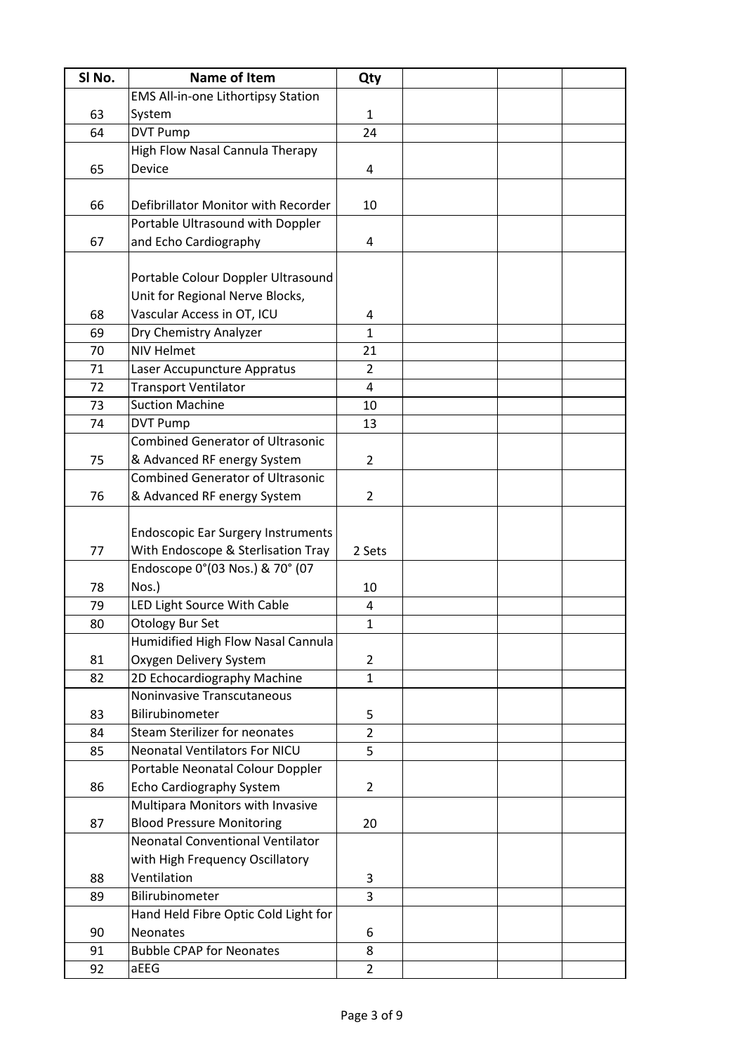| Sl No. | Name of Item | Qty | | | |
|---|---|---|---|---|---|
| 63 | EMS All-in-one Lithortipsy Station System | 1 | | | |
| 64 | DVT Pump | 24 | | | |
| 65 | High Flow Nasal Cannula Therapy Device | 4 | | | |
| 66 | Defibrillator Monitor with Recorder | 10 | | | |
| 67 | Portable Ultrasound with Doppler and Echo Cardiography | 4 | | | |
| 68 | Portable Colour Doppler Ultrasound Unit for Regional Nerve Blocks, Vascular Access in OT, ICU | 4 | | | |
| 69 | Dry Chemistry Analyzer | 1 | | | |
| 70 | NIV Helmet | 21 | | | |
| 71 | Laser Accupuncture Appratus | 2 | | | |
| 72 | Transport Ventilator | 4 | | | |
| 73 | Suction Machine | 10 | | | |
| 74 | DVT Pump | 13 | | | |
| 75 | Combined Generator of Ultrasonic & Advanced RF energy System | 2 | | | |
| 76 | Combined Generator of Ultrasonic & Advanced RF energy System | 2 | | | |
| 77 | Endoscopic Ear Surgery Instruments With Endoscope & Sterlisation Tray | 2 Sets | | | |
| 78 | Endoscope 0°(03 Nos.) & 70° (07 Nos.) | 10 | | | |
| 79 | LED Light Source With Cable | 4 | | | |
| 80 | Otology Bur Set | 1 | | | |
| 81 | Humidified High Flow Nasal Cannula Oxygen Delivery System | 2 | | | |
| 82 | 2D Echocardiography Machine | 1 | | | |
| 83 | Noninvasive Transcutaneous Bilirubinometer | 5 | | | |
| 84 | Steam Sterilizer for neonates | 2 | | | |
| 85 | Neonatal Ventilators For NICU | 5 | | | |
| 86 | Portable Neonatal Colour Doppler Echo Cardiography System | 2 | | | |
| 87 | Multipara Monitors with Invasive Blood Pressure Monitoring | 20 | | | |
| 88 | Neonatal Conventional Ventilator with High Frequency Oscillatory Ventilation | 3 | | | |
| 89 | Bilirubinometer | 3 | | | |
| 90 | Hand Held Fibre Optic Cold Light for Neonates | 6 | | | |
| 91 | Bubble CPAP for Neonates | 8 | | | |
| 92 | aEEG | 2 | | | |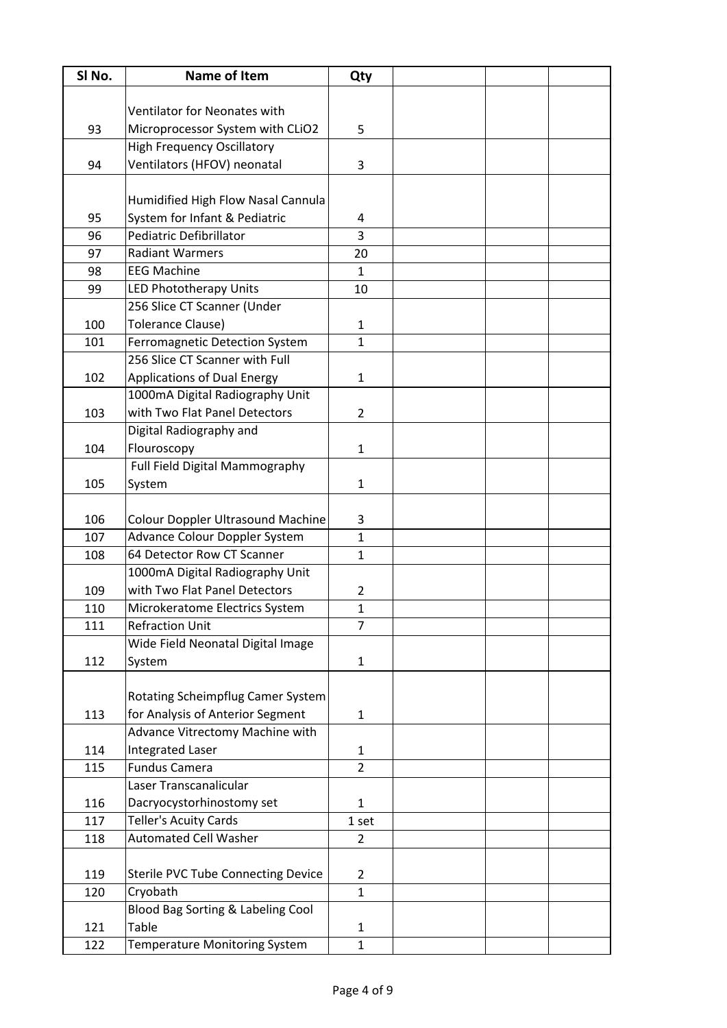| Sl No. | Name of Item | Qty | | | |
|---|---|---|---|---|---|
| 93 | Ventilator for Neonates with Microprocessor System with CLiO2 | 5 | | | |
| 94 | High Frequency Oscillatory Ventilators (HFOV) neonatal | 3 | | | |
| 95 | Humidified High Flow Nasal Cannula System for Infant & Pediatric | 4 | | | |
| 96 | Pediatric Defibrillator | 3 | | | |
| 97 | Radiant Warmers | 20 | | | |
| 98 | EEG Machine | 1 | | | |
| 99 | LED Phototherapy Units | 10 | | | |
| 100 | 256 Slice CT Scanner (Under Tolerance Clause) | 1 | | | |
| 101 | Ferromagnetic Detection System | 1 | | | |
| 102 | 256 Slice CT Scanner with Full Applications of Dual Energy | 1 | | | |
| 103 | 1000mA Digital Radiography Unit with Two Flat Panel Detectors | 2 | | | |
| 104 | Digital Radiography and Flouroscopy | 1 | | | |
| 105 | Full Field Digital Mammography System | 1 | | | |
| 106 | Colour Doppler Ultrasound Machine | 3 | | | |
| 107 | Advance Colour Doppler System | 1 | | | |
| 108 | 64 Detector Row CT Scanner | 1 | | | |
| 109 | 1000mA Digital Radiography Unit with Two Flat Panel Detectors | 2 | | | |
| 110 | Microkeratome Electrics System | 1 | | | |
| 111 | Refraction Unit | 7 | | | |
| 112 | Wide Field Neonatal Digital Image System | 1 | | | |
| 113 | Rotating Scheimpflug Camer System for Analysis of Anterior Segment | 1 | | | |
| 114 | Advance Vitrectomy Machine with Integrated Laser | 1 | | | |
| 115 | Fundus Camera | 2 | | | |
| 116 | Laser Transcanalicular Dacryocystorhinostomy set | 1 | | | |
| 117 | Teller's Acuity Cards | 1 set | | | |
| 118 | Automated Cell Washer | 2 | | | |
| 119 | Sterile PVC Tube Connecting Device | 2 | | | |
| 120 | Cryobath | 1 | | | |
| 121 | Blood Bag Sorting & Labeling Cool Table | 1 | | | |
| 122 | Temperature Monitoring System | 1 | | | |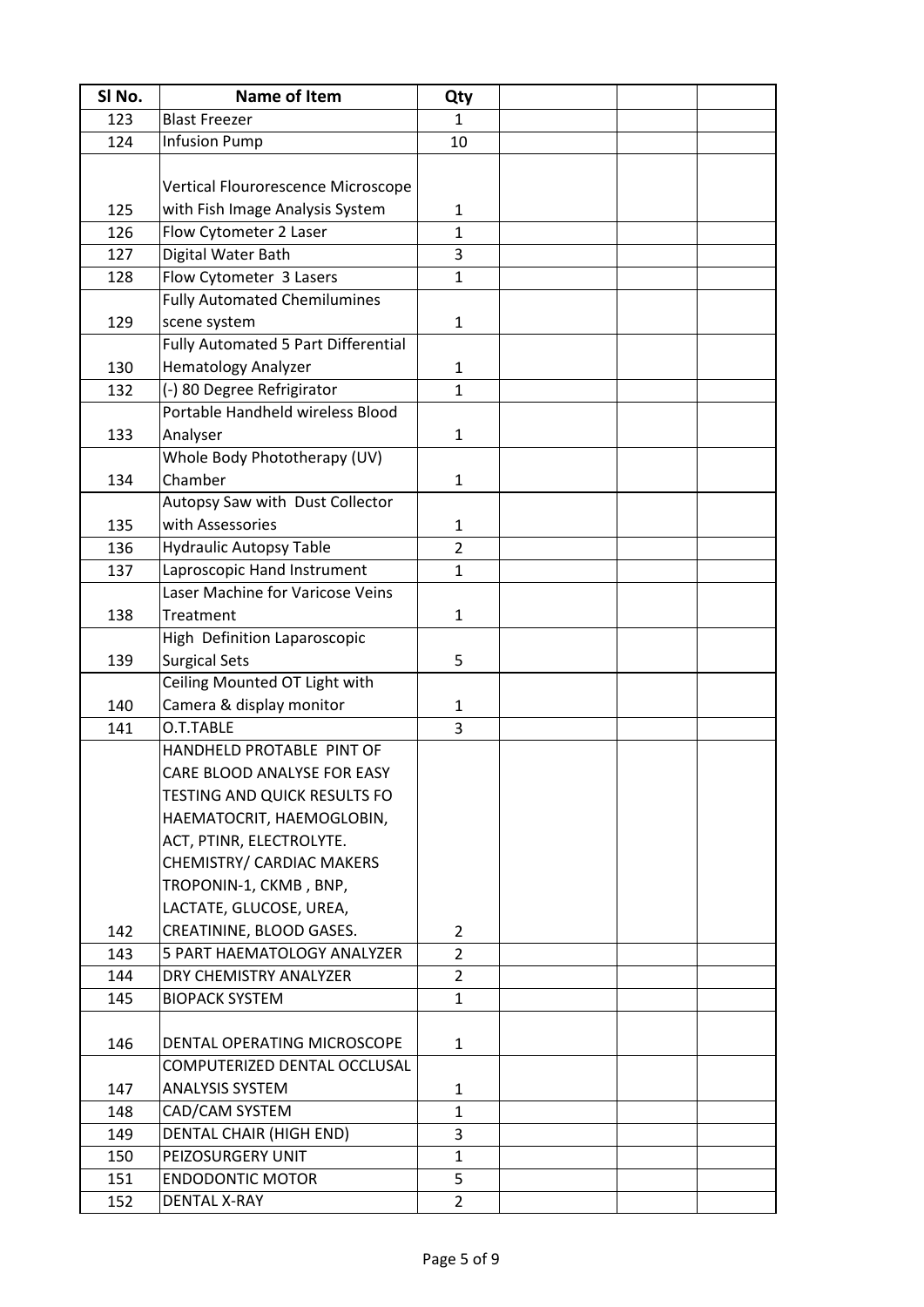| Sl No. | Name of Item | Qty | | | |
|---|---|---|---|---|---|
| 123 | Blast Freezer | 1 | | | |
| 124 | Infusion Pump | 10 | | | |
| 125 | Vertical Flourorescence Microscope with Fish Image Analysis System | 1 | | | |
| 126 | Flow Cytometer 2 Laser | 1 | | | |
| 127 | Digital Water Bath | 3 | | | |
| 128 | Flow Cytometer 3 Lasers | 1 | | | |
| 129 | Fully Automated Chemilumines scene system | 1 | | | |
| 130 | Fully Automated 5 Part Differential Hematology Analyzer | 1 | | | |
| 132 | (-) 80 Degree Refrigirator | 1 | | | |
| 133 | Portable Handheld wireless Blood Analyser | 1 | | | |
| 134 | Whole Body Phototherapy (UV) Chamber | 1 | | | |
| 135 | Autopsy Saw with Dust Collector with Assessories | 1 | | | |
| 136 | Hydraulic Autopsy Table | 2 | | | |
| 137 | Laproscopic Hand Instrument | 1 | | | |
| 138 | Laser Machine for Varicose Veins Treatment | 1 | | | |
| 139 | High Definition Laparoscopic Surgical Sets | 5 | | | |
| 140 | Ceiling Mounted OT Light with Camera & display monitor | 1 | | | |
| 141 | O.T.TABLE | 3 | | | |
| 142 | HANDHELD PROTABLE PINT OF CARE BLOOD ANALYSE FOR EASY TESTING AND QUICK RESULTS FO HAEMATOCRIT, HAEMOGLOBIN, ACT, PTINR, ELECTROLYTE. CHEMISTRY/ CARDIAC MAKERS TROPONIN-1, CKMB , BNP, LACTATE, GLUCOSE, UREA, CREATININE, BLOOD GASES. | 2 | | | |
| 143 | 5 PART HAEMATOLOGY ANALYZER | 2 | | | |
| 144 | DRY CHEMISTRY ANALYZER | 2 | | | |
| 145 | BIOPACK SYSTEM | 1 | | | |
| 146 | DENTAL OPERATING MICROSCOPE | 1 | | | |
| 147 | COMPUTERIZED DENTAL OCCLUSAL ANALYSIS SYSTEM | 1 | | | |
| 148 | CAD/CAM SYSTEM | 1 | | | |
| 149 | DENTAL CHAIR (HIGH END) | 3 | | | |
| 150 | PEIZOSURGERY UNIT | 1 | | | |
| 151 | ENDODONTIC MOTOR | 5 | | | |
| 152 | DENTAL X-RAY | 2 | | | |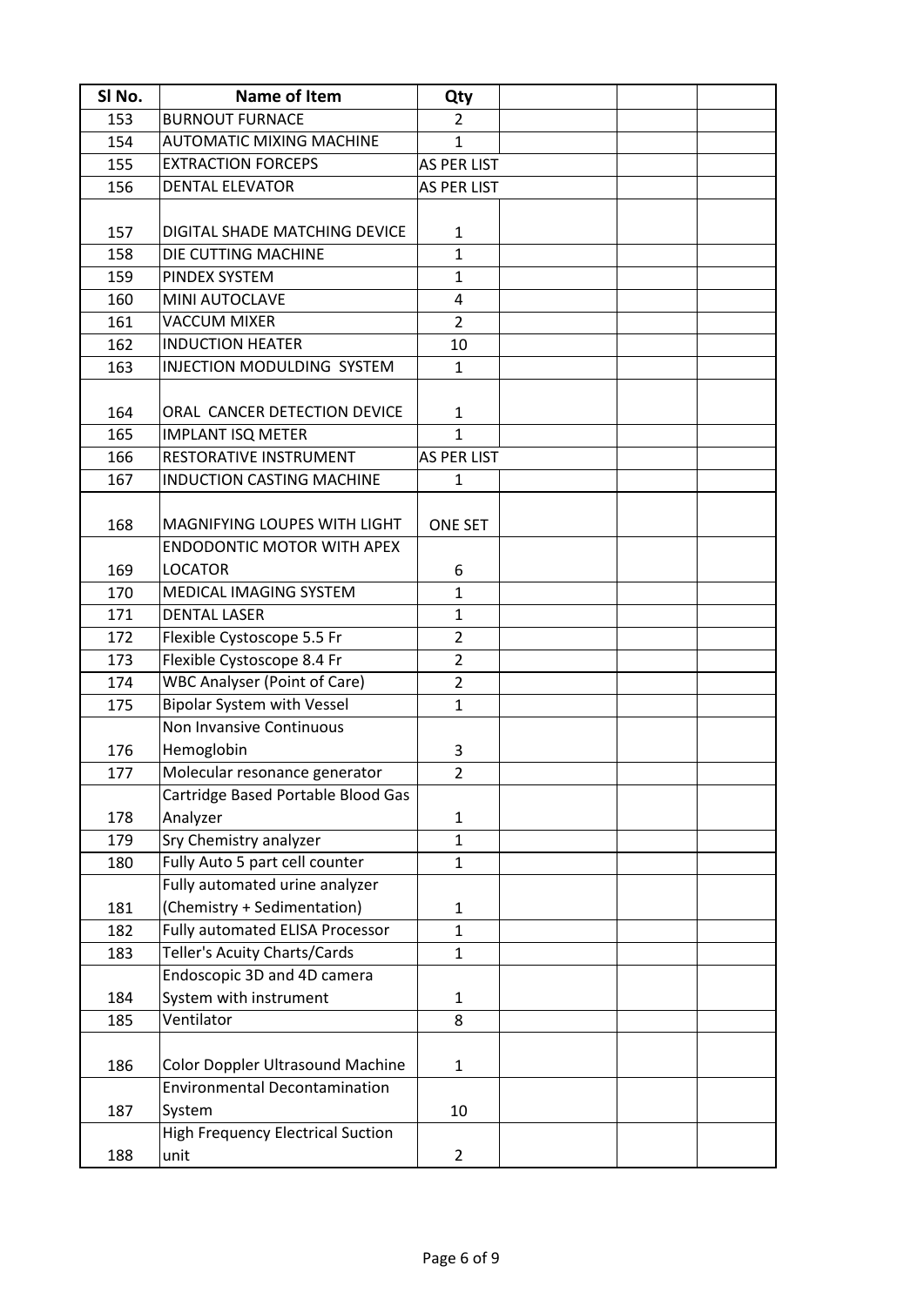| Sl No. | Name of Item | Qty | | | |
|---|---|---|---|---|---|
| 153 | BURNOUT FURNACE | 2 | | | |
| 154 | AUTOMATIC MIXING MACHINE | 1 | | | |
| 155 | EXTRACTION FORCEPS | AS PER LIST | | | |
| 156 | DENTAL ELEVATOR | AS PER LIST | | | |
| 157 | DIGITAL SHADE MATCHING DEVICE | 1 | | | |
| 158 | DIE CUTTING MACHINE | 1 | | | |
| 159 | PINDEX SYSTEM | 1 | | | |
| 160 | MINI AUTOCLAVE | 4 | | | |
| 161 | VACCUM MIXER | 2 | | | |
| 162 | INDUCTION HEATER | 10 | | | |
| 163 | INJECTION MODULDING SYSTEM | 1 | | | |
| 164 | ORAL CANCER DETECTION DEVICE | 1 | | | |
| 165 | IMPLANT ISQ METER | 1 | | | |
| 166 | RESTORATIVE INSTRUMENT | AS PER LIST | | | |
| 167 | INDUCTION CASTING MACHINE | 1 | | | |
| 168 | MAGNIFYING LOUPES WITH LIGHT | ONE SET | | | |
| 169 | ENDODONTIC MOTOR WITH APEX LOCATOR | 6 | | | |
| 170 | MEDICAL IMAGING SYSTEM | 1 | | | |
| 171 | DENTAL LASER | 1 | | | |
| 172 | Flexible Cystoscope 5.5 Fr | 2 | | | |
| 173 | Flexible Cystoscope 8.4 Fr | 2 | | | |
| 174 | WBC Analyser (Point of Care) | 2 | | | |
| 175 | Bipolar System with Vessel | 1 | | | |
| 176 | Non Invansive Continuous Hemoglobin | 3 | | | |
| 177 | Molecular resonance generator | 2 | | | |
| 178 | Cartridge Based Portable Blood Gas Analyzer | 1 | | | |
| 179 | Sry Chemistry analyzer | 1 | | | |
| 180 | Fully Auto 5 part cell counter | 1 | | | |
| 181 | Fully automated urine analyzer (Chemistry + Sedimentation) | 1 | | | |
| 182 | Fully automated ELISA Processor | 1 | | | |
| 183 | Teller's Acuity Charts/Cards | 1 | | | |
| 184 | Endoscopic 3D and 4D camera System with instrument | 1 | | | |
| 185 | Ventilator | 8 | | | |
| 186 | Color Doppler Ultrasound Machine | 1 | | | |
| 187 | Environmental Decontamination System | 10 | | | |
| 188 | High Frequency Electrical Suction unit | 2 | | | |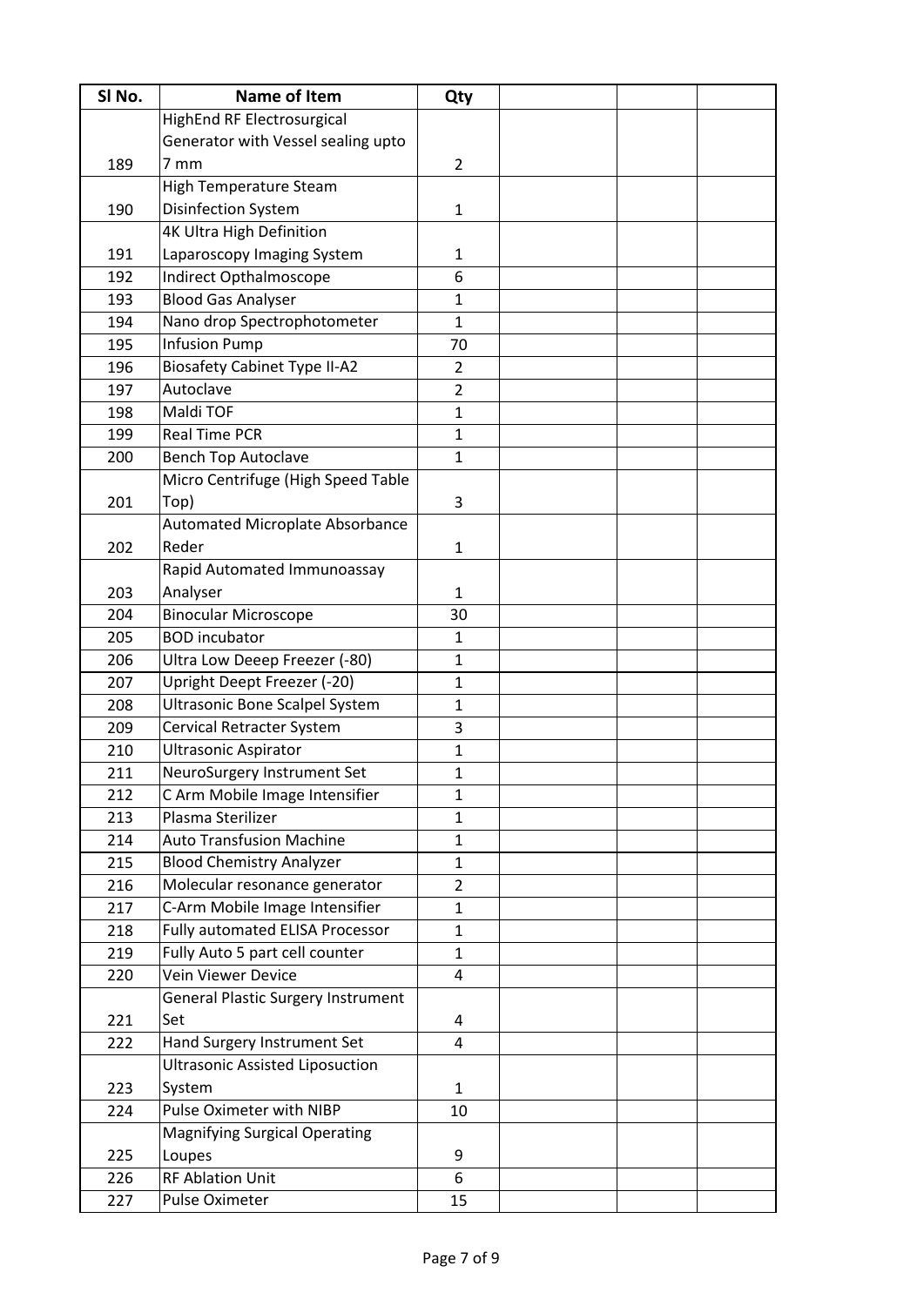| Sl No. | Name of Item | Qty | | | |
|---|---|---|---|---|---|
| 189 | HighEnd RF Electrosurgical Generator with Vessel sealing upto 7 mm | 2 | | | |
| 190 | High Temperature Steam Disinfection System | 1 | | | |
| 191 | 4K Ultra High Definition Laparoscopy Imaging System | 1 | | | |
| 192 | Indirect Opthalmoscope | 6 | | | |
| 193 | Blood Gas Analyser | 1 | | | |
| 194 | Nano drop Spectrophotometer | 1 | | | |
| 195 | Infusion Pump | 70 | | | |
| 196 | Biosafety Cabinet Type II-A2 | 2 | | | |
| 197 | Autoclave | 2 | | | |
| 198 | Maldi TOF | 1 | | | |
| 199 | Real Time PCR | 1 | | | |
| 200 | Bench Top Autoclave | 1 | | | |
| 201 | Micro Centrifuge (High Speed Table Top) | 3 | | | |
| 202 | Automated Microplate Absorbance Reder | 1 | | | |
| 203 | Rapid Automated Immunoassay Analyser | 1 | | | |
| 204 | Binocular Microscope | 30 | | | |
| 205 | BOD incubator | 1 | | | |
| 206 | Ultra Low Deeep Freezer (-80) | 1 | | | |
| 207 | Upright Deept Freezer (-20) | 1 | | | |
| 208 | Ultrasonic Bone Scalpel System | 1 | | | |
| 209 | Cervical Retracter System | 3 | | | |
| 210 | Ultrasonic Aspirator | 1 | | | |
| 211 | NeuroSurgery Instrument Set | 1 | | | |
| 212 | C Arm Mobile Image Intensifier | 1 | | | |
| 213 | Plasma Sterilizer | 1 | | | |
| 214 | Auto Transfusion Machine | 1 | | | |
| 215 | Blood Chemistry Analyzer | 1 | | | |
| 216 | Molecular resonance generator | 2 | | | |
| 217 | C-Arm Mobile Image Intensifier | 1 | | | |
| 218 | Fully automated ELISA Processor | 1 | | | |
| 219 | Fully Auto 5 part cell counter | 1 | | | |
| 220 | Vein Viewer Device | 4 | | | |
| 221 | General Plastic Surgery Instrument Set | 4 | | | |
| 222 | Hand Surgery Instrument Set | 4 | | | |
| 223 | Ultrasonic Assisted Liposuction System | 1 | | | |
| 224 | Pulse Oximeter with NIBP | 10 | | | |
| 225 | Magnifying Surgical Operating Loupes | 9 | | | |
| 226 | RF Ablation Unit | 6 | | | |
| 227 | Pulse Oximeter | 15 | | | |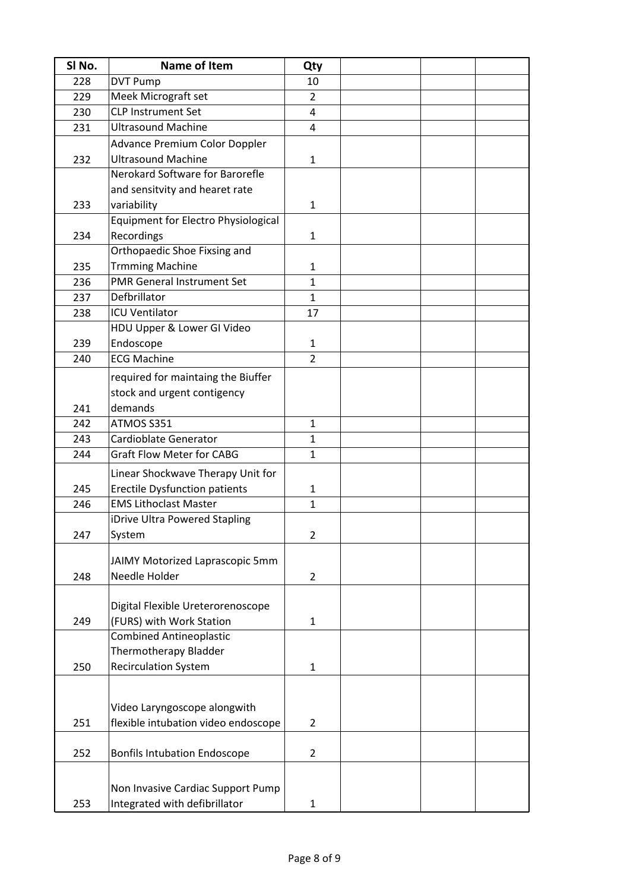| Sl No. | Name of Item | Qty | | | |
|---|---|---|---|---|---|
| 228 | DVT Pump | 10 | | | |
| 229 | Meek Micrograft set | 2 | | | |
| 230 | CLP Instrument Set | 4 | | | |
| 231 | Ultrasound Machine | 4 | | | |
| 232 | Advance Premium Color Doppler Ultrasound Machine | 1 | | | |
| 233 | Nerokard Software for Barorefle and sensitvity and hearet rate variability | 1 | | | |
| 234 | Equipment for Electro Physiological Recordings | 1 | | | |
| 235 | Orthopaedic Shoe Fixsing and Trmming Machine | 1 | | | |
| 236 | PMR General Instrument Set | 1 | | | |
| 237 | Defbrillator | 1 | | | |
| 238 | ICU Ventilator | 17 | | | |
| 239 | HDU Upper & Lower GI Video Endoscope | 1 | | | |
| 240 | ECG Machine | 2 | | | |
| 241 | required for maintaing the Biuffer stock and urgent contigency demands | | | | |
| 242 | ATMOS S351 | 1 | | | |
| 243 | Cardioblate Generator | 1 | | | |
| 244 | Graft Flow Meter for CABG | 1 | | | |
| 245 | Linear Shockwave Therapy Unit for Erectile Dysfunction patients | 1 | | | |
| 246 | EMS Lithoclast Master | 1 | | | |
| 247 | iDrive Ultra Powered Stapling System | 2 | | | |
| 248 | JAIMY Motorized Laprascopic 5mm Needle Holder | 2 | | | |
| 249 | Digital Flexible Ureterorenoscope (FURS) with Work Station | 1 | | | |
| 250 | Combined Antineoplastic Thermotherapy Bladder Recirculation System | 1 | | | |
| 251 | Video Laryngoscope alongwith flexible intubation video endoscope | 2 | | | |
| 252 | Bonfils Intubation Endoscope | 2 | | | |
| 253 | Non Invasive Cardiac Support Pump Integrated with defibrillator | 1 | | | |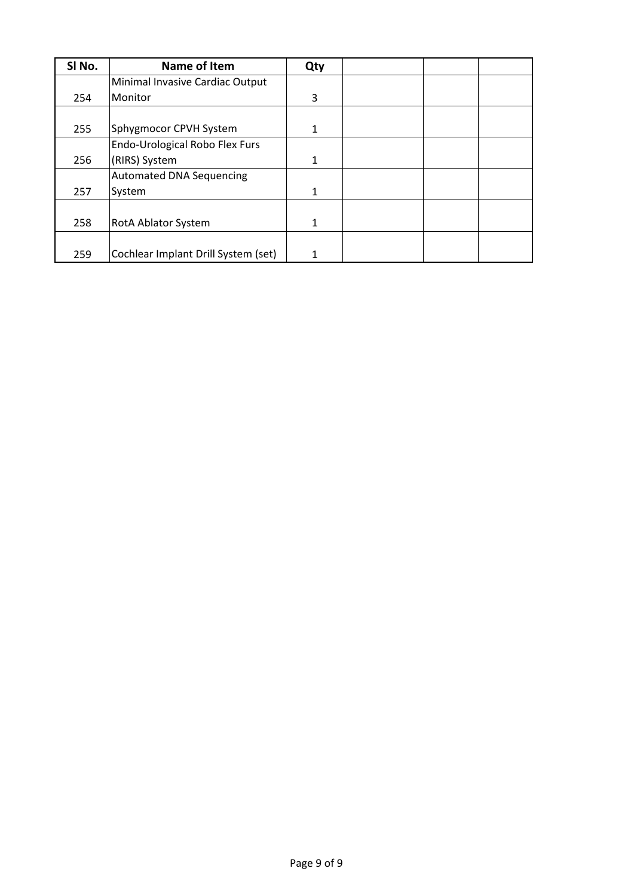| Sl No. | Name of Item | Qty | | | |
|---|---|---|---|---|---|
| 254 | Minimal Invasive Cardiac Output Monitor | 3 | | | |
| 255 | Sphygmocor CPVH System | 1 | | | |
| 256 | Endo-Urological Robo Flex Furs (RIRS) System | 1 | | | |
| 257 | Automated DNA Sequencing System | 1 | | | |
| 258 | RotA Ablator System | 1 | | | |
| 259 | Cochlear Implant Drill System (set) | 1 | | | |